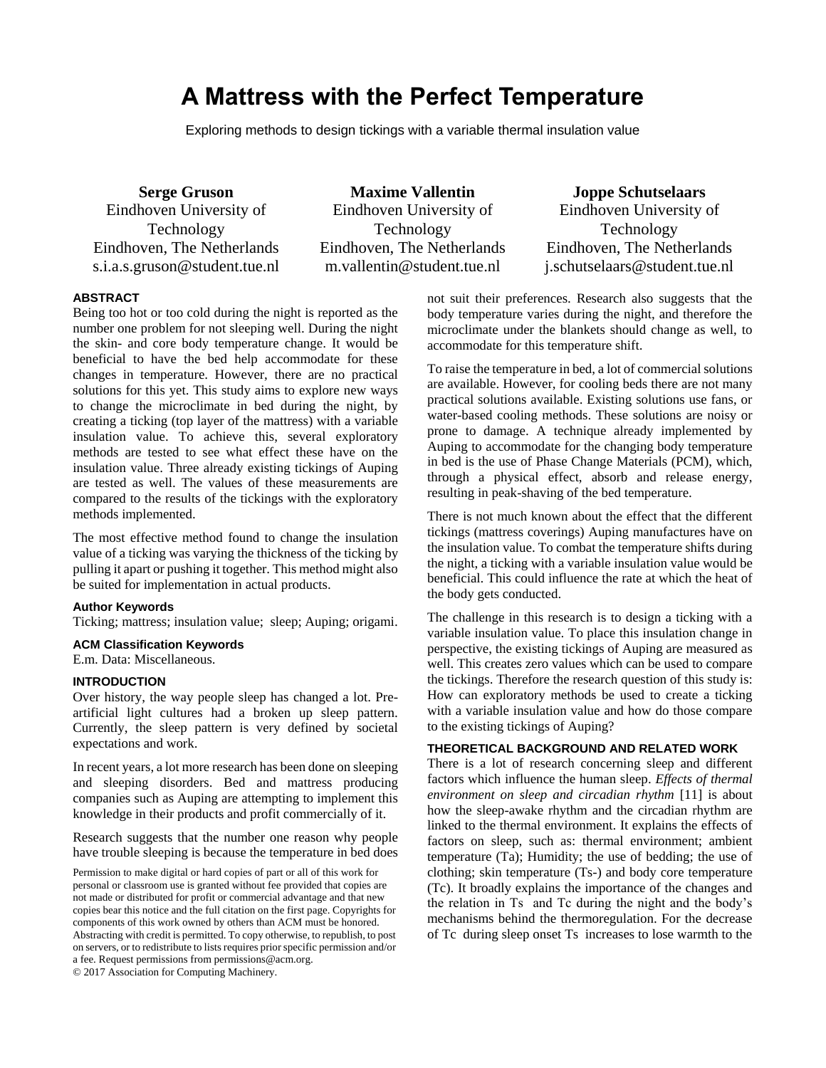# A Mattress with the Perfect Temperature

Exploring methods to design tickings with a variable thermal insulation value

**Serge Gruson**
Eindhoven University of Technology
Eindhoven, The Netherlands
s.i.a.s.gruson@student.tue.nl

**Maxime Vallentin**
Eindhoven University of Technology
Eindhoven, The Netherlands
m.vallentin@student.tue.nl

**Joppe Schutselaars**
Eindhoven University of Technology
Eindhoven, The Netherlands
j.schutselaars@student.tue.nl

## ABSTRACT

Being too hot or too cold during the night is reported as the number one problem for not sleeping well. During the night the skin- and core body temperature change. It would be beneficial to have the bed help accommodate for these changes in temperature. However, there are no practical solutions for this yet. This study aims to explore new ways to change the microclimate in bed during the night, by creating a ticking (top layer of the mattress) with a variable insulation value. To achieve this, several exploratory methods are tested to see what effect these have on the insulation value. Three already existing tickings of Auping are tested as well. The values of these measurements are compared to the results of the tickings with the exploratory methods implemented.

The most effective method found to change the insulation value of a ticking was varying the thickness of the ticking by pulling it apart or pushing it together. This method might also be suited for implementation in actual products.

### Author Keywords

Ticking; mattress; insulation value; sleep; Auping; origami.

### ACM Classification Keywords

E.m. Data: Miscellaneous.

## INTRODUCTION

Over history, the way people sleep has changed a lot. Pre-artificial light cultures had a broken up sleep pattern. Currently, the sleep pattern is very defined by societal expectations and work.

In recent years, a lot more research has been done on sleeping and sleeping disorders. Bed and mattress producing companies such as Auping are attempting to implement this knowledge in their products and profit commercially of it.

Research suggests that the number one reason why people have trouble sleeping is because the temperature in bed does not suit their preferences. Research also suggests that the body temperature varies during the night, and therefore the microclimate under the blankets should change as well, to accommodate for this temperature shift.

Permission to make digital or hard copies of part or all of this work for personal or classroom use is granted without fee provided that copies are not made or distributed for profit or commercial advantage and that new copies bear this notice and the full citation on the first page. Copyrights for components of this work owned by others than ACM must be honored. Abstracting with credit is permitted. To copy otherwise, to republish, to post on servers, or to redistribute to lists requires prior specific permission and/or a fee. Request permissions from permissions@acm.org.
© 2017 Association for Computing Machinery.

To raise the temperature in bed, a lot of commercial solutions are available. However, for cooling beds there are not many practical solutions available. Existing solutions use fans, or water-based cooling methods. These solutions are noisy or prone to damage. A technique already implemented by Auping to accommodate for the changing body temperature in bed is the use of Phase Change Materials (PCM), which, through a physical effect, absorb and release energy, resulting in peak-shaving of the bed temperature.

There is not much known about the effect that the different tickings (mattress coverings) Auping manufactures have on the insulation value. To combat the temperature shifts during the night, a ticking with a variable insulation value would be beneficial. This could influence the rate at which the heat of the body gets conducted.

The challenge in this research is to design a ticking with a variable insulation value. To place this insulation change in perspective, the existing tickings of Auping are measured as well. This creates zero values which can be used to compare the tickings. Therefore the research question of this study is: How can exploratory methods be used to create a ticking with a variable insulation value and how do those compare to the existing tickings of Auping?

## THEORETICAL BACKGROUND AND RELATED WORK

There is a lot of research concerning sleep and different factors which influence the human sleep. *Effects of thermal environment on sleep and circadian rhythm* [11] is about how the sleep-awake rhythm and the circadian rhythm are linked to the thermal environment. It explains the effects of factors on sleep, such as: thermal environment; ambient temperature (Ta); Humidity; the use of bedding; the use of clothing; skin temperature (Ts-) and body core temperature (Tc). It broadly explains the importance of the changes and the relation in Ts and Tc during the night and the body's mechanisms behind the thermoregulation. For the decrease of Tc during sleep onset Ts increases to lose warmth to the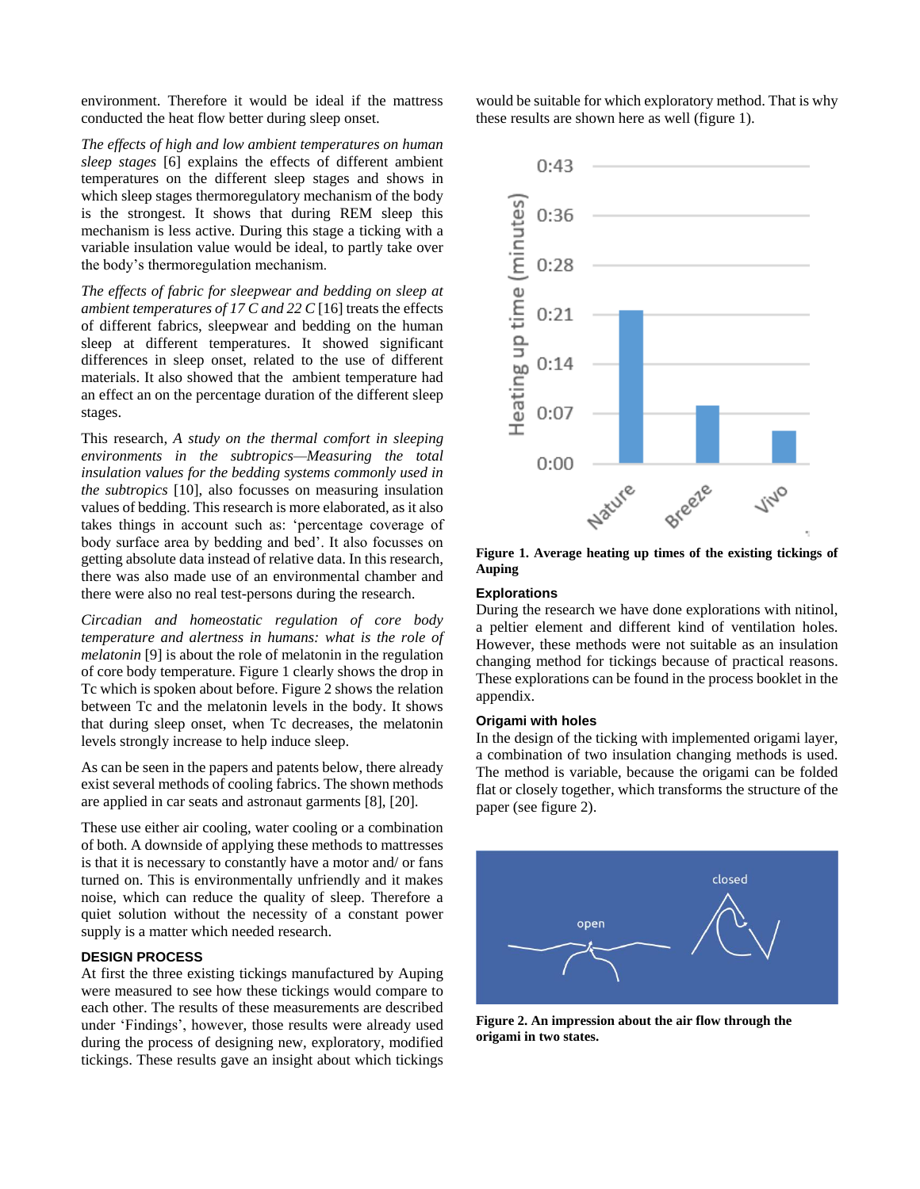environment. Therefore it would be ideal if the mattress conducted the heat flow better during sleep onset.

*The effects of high and low ambient temperatures on human sleep stages* [6] explains the effects of different ambient temperatures on the different sleep stages and shows in which sleep stages thermoregulatory mechanism of the body is the strongest. It shows that during REM sleep this mechanism is less active. During this stage a ticking with a variable insulation value would be ideal, to partly take over the body's thermoregulation mechanism.

*The effects of fabric for sleepwear and bedding on sleep at ambient temperatures of 17 C and 22 C* [16] treats the effects of different fabrics, sleepwear and bedding on the human sleep at different temperatures. It showed significant differences in sleep onset, related to the use of different materials. It also showed that the ambient temperature had an effect an on the percentage duration of the different sleep stages.

This research, *A study on the thermal comfort in sleeping environments in the subtropics—Measuring the total insulation values for the bedding systems commonly used in the subtropics* [10], also focusses on measuring insulation values of bedding. This research is more elaborated, as it also takes things in account such as: 'percentage coverage of body surface area by bedding and bed'. It also focusses on getting absolute data instead of relative data. In this research, there was also made use of an environmental chamber and there were also no real test-persons during the research.

*Circadian and homeostatic regulation of core body temperature and alertness in humans: what is the role of melatonin* [9] is about the role of melatonin in the regulation of core body temperature. Figure 1 clearly shows the drop in Tc which is spoken about before. Figure 2 shows the relation between Tc and the melatonin levels in the body. It shows that during sleep onset, when Tc decreases, the melatonin levels strongly increase to help induce sleep.

As can be seen in the papers and patents below, there already exist several methods of cooling fabrics. The shown methods are applied in car seats and astronaut garments [8], [20].

These use either air cooling, water cooling or a combination of both. A downside of applying these methods to mattresses is that it is necessary to constantly have a motor and/ or fans turned on. This is environmentally unfriendly and it makes noise, which can reduce the quality of sleep. Therefore a quiet solution without the necessity of a constant power supply is a matter which needed research.

## DESIGN PROCESS

At first the three existing tickings manufactured by Auping were measured to see how these tickings would compare to each other. The results of these measurements are described under 'Findings', however, those results were already used during the process of designing new, exploratory, modified tickings. These results gave an insight about which tickings would be suitable for which exploratory method. That is why these results are shown here as well (figure 1).

**Figure 1. Average heating up times of the existing tickings of Auping**

### Explorations

During the research we have done explorations with nitinol, a peltier element and different kind of ventilation holes. However, these methods were not suitable as an insulation changing method for tickings because of practical reasons. These explorations can be found in the process booklet in the appendix.

### Origami with holes

In the design of the ticking with implemented origami layer, a combination of two insulation changing methods is used. The method is variable, because the origami can be folded flat or closely together, which transforms the structure of the paper (see figure 2).

**Figure 2. An impression about the air flow through the origami in two states.**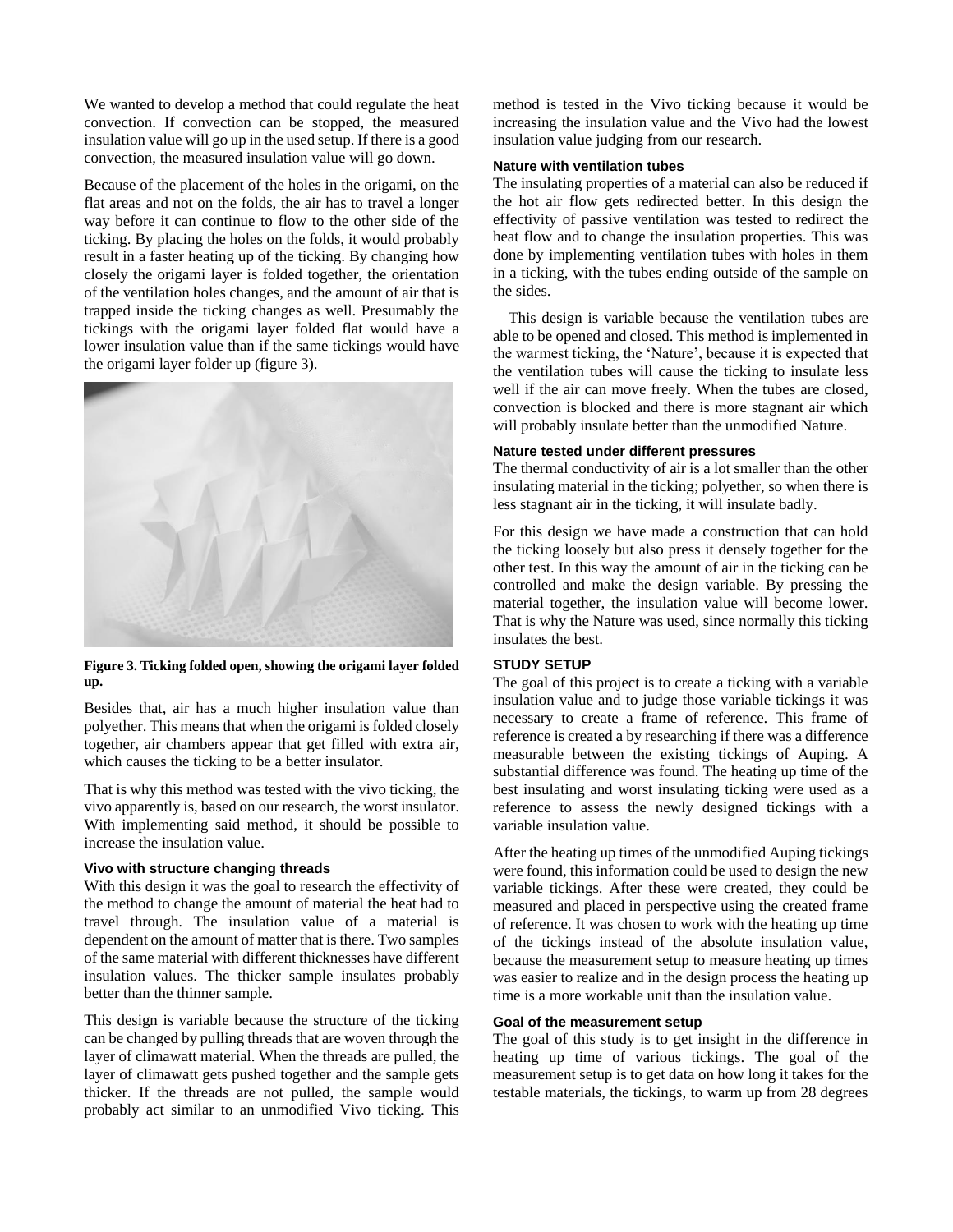We wanted to develop a method that could regulate the heat convection. If convection can be stopped, the measured insulation value will go up in the used setup. If there is a good convection, the measured insulation value will go down.

Because of the placement of the holes in the origami, on the flat areas and not on the folds, the air has to travel a longer way before it can continue to flow to the other side of the ticking. By placing the holes on the folds, it would probably result in a faster heating up of the ticking. By changing how closely the origami layer is folded together, the orientation of the ventilation holes changes, and the amount of air that is trapped inside the ticking changes as well. Presumably the tickings with the origami layer folded flat would have a lower insulation value than if the same tickings would have the origami layer folder up (figure 3).

**Figure 3. Ticking folded open, showing the origami layer folded up.**

Besides that, air has a much higher insulation value than polyether. This means that when the origami is folded closely together, air chambers appear that get filled with extra air, which causes the ticking to be a better insulator.

That is why this method was tested with the vivo ticking, the vivo apparently is, based on our research, the worst insulator. With implementing said method, it should be possible to increase the insulation value.

#### Vivo with structure changing threads

With this design it was the goal to research the effectivity of the method to change the amount of material the heat had to travel through. The insulation value of a material is dependent on the amount of matter that is there. Two samples of the same material with different thicknesses have different insulation values. The thicker sample insulates probably better than the thinner sample.

This design is variable because the structure of the ticking can be changed by pulling threads that are woven through the layer of climawatt material. When the threads are pulled, the layer of climawatt gets pushed together and the sample gets thicker. If the threads are not pulled, the sample would probably act similar to an unmodified Vivo ticking. This method is tested in the Vivo ticking because it would be increasing the insulation value and the Vivo had the lowest insulation value judging from our research.

#### Nature with ventilation tubes

The insulating properties of a material can also be reduced if the hot air flow gets redirected better. In this design the effectivity of passive ventilation was tested to redirect the heat flow and to change the insulation properties. This was done by implementing ventilation tubes with holes in them in a ticking, with the tubes ending outside of the sample on the sides.

This design is variable because the ventilation tubes are able to be opened and closed. This method is implemented in the warmest ticking, the 'Nature', because it is expected that the ventilation tubes will cause the ticking to insulate less well if the air can move freely. When the tubes are closed, convection is blocked and there is more stagnant air which will probably insulate better than the unmodified Nature.

#### Nature tested under different pressures

The thermal conductivity of air is a lot smaller than the other insulating material in the ticking; polyether, so when there is less stagnant air in the ticking, it will insulate badly.

For this design we have made a construction that can hold the ticking loosely but also press it densely together for the other test. In this way the amount of air in the ticking can be controlled and make the design variable. By pressing the material together, the insulation value will become lower. That is why the Nature was used, since normally this ticking insulates the best.

### STUDY SETUP

The goal of this project is to create a ticking with a variable insulation value and to judge those variable tickings it was necessary to create a frame of reference. This frame of reference is created a by researching if there was a difference measurable between the existing tickings of Auping. A substantial difference was found. The heating up time of the best insulating and worst insulating ticking were used as a reference to assess the newly designed tickings with a variable insulation value.

After the heating up times of the unmodified Auping tickings were found, this information could be used to design the new variable tickings. After these were created, they could be measured and placed in perspective using the created frame of reference. It was chosen to work with the heating up time of the tickings instead of the absolute insulation value, because the measurement setup to measure heating up times was easier to realize and in the design process the heating up time is a more workable unit than the insulation value.

#### Goal of the measurement setup

The goal of this study is to get insight in the difference in heating up time of various tickings. The goal of the measurement setup is to get data on how long it takes for the testable materials, the tickings, to warm up from 28 degrees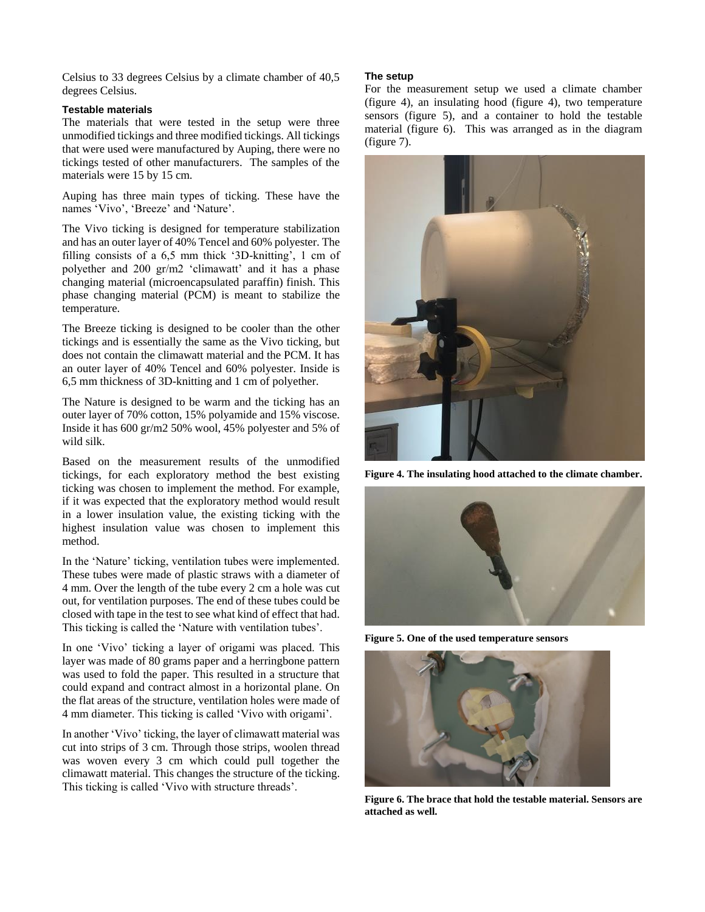Celsius to 33 degrees Celsius by a climate chamber of 40,5 degrees Celsius.

### Testable materials

The materials that were tested in the setup were three unmodified tickings and three modified tickings. All tickings that were used were manufactured by Auping, there were no tickings tested of other manufacturers. The samples of the materials were 15 by 15 cm.

Auping has three main types of ticking. These have the names 'Vivo', 'Breeze' and 'Nature'.

The Vivo ticking is designed for temperature stabilization and has an outer layer of 40% Tencel and 60% polyester. The filling consists of a 6,5 mm thick '3D-knitting', 1 cm of polyether and 200 gr/m2 'climawatt' and it has a phase changing material (microencapsulated paraffin) finish. This phase changing material (PCM) is meant to stabilize the temperature.

The Breeze ticking is designed to be cooler than the other tickings and is essentially the same as the Vivo ticking, but does not contain the climawatt material and the PCM. It has an outer layer of 40% Tencel and 60% polyester. Inside is 6,5 mm thickness of 3D-knitting and 1 cm of polyether.

The Nature is designed to be warm and the ticking has an outer layer of 70% cotton, 15% polyamide and 15% viscose. Inside it has 600 gr/m2 50% wool, 45% polyester and 5% of wild silk.

Based on the measurement results of the unmodified tickings, for each exploratory method the best existing ticking was chosen to implement the method. For example, if it was expected that the exploratory method would result in a lower insulation value, the existing ticking with the highest insulation value was chosen to implement this method.

In the 'Nature' ticking, ventilation tubes were implemented. These tubes were made of plastic straws with a diameter of 4 mm. Over the length of the tube every 2 cm a hole was cut out, for ventilation purposes. The end of these tubes could be closed with tape in the test to see what kind of effect that had. This ticking is called the 'Nature with ventilation tubes'.

In one 'Vivo' ticking a layer of origami was placed. This layer was made of 80 grams paper and a herringbone pattern was used to fold the paper. This resulted in a structure that could expand and contract almost in a horizontal plane. On the flat areas of the structure, ventilation holes were made of 4 mm diameter. This ticking is called 'Vivo with origami'.

In another 'Vivo' ticking, the layer of climawatt material was cut into strips of 3 cm. Through those strips, woolen thread was woven every 3 cm which could pull together the climawatt material. This changes the structure of the ticking. This ticking is called 'Vivo with structure threads'.

### The setup

For the measurement setup we used a climate chamber (figure 4), an insulating hood (figure 4), two temperature sensors (figure 5), and a container to hold the testable material (figure 6). This was arranged as in the diagram (figure 7).

**Figure 4. The insulating hood attached to the climate chamber.**

**Figure 5. One of the used temperature sensors**

**Figure 6. The brace that hold the testable material. Sensors are attached as well.**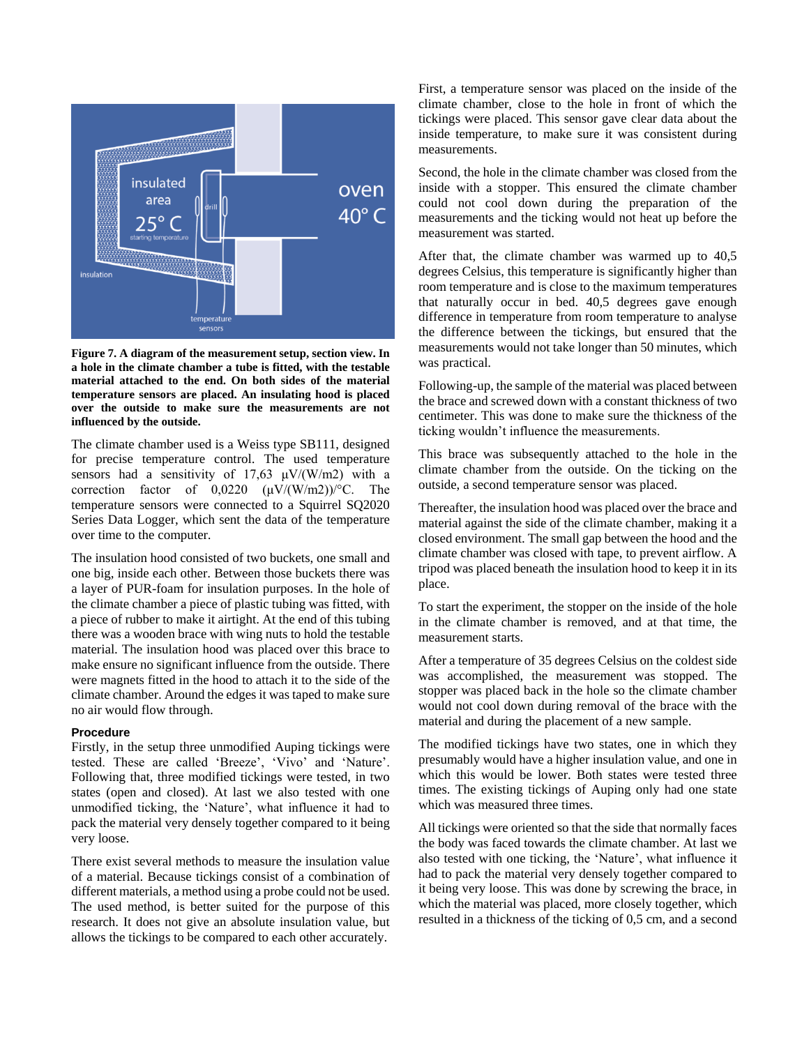**Figure 7. A diagram of the measurement setup, section view. In a hole in the climate chamber a tube is fitted, with the testable material attached to the end. On both sides of the material temperature sensors are placed. An insulating hood is placed over the outside to make sure the measurements are not influenced by the outside.**

The climate chamber used is a Weiss type SB111, designed for precise temperature control. The used temperature sensors had a sensitivity of 17,63 μV/(W/m2) with a correction factor of 0,0220 (μV/(W/m2))/°C. The temperature sensors were connected to a Squirrel SQ2020 Series Data Logger, which sent the data of the temperature over time to the computer.

The insulation hood consisted of two buckets, one small and one big, inside each other. Between those buckets there was a layer of PUR-foam for insulation purposes. In the hole of the climate chamber a piece of plastic tubing was fitted, with a piece of rubber to make it airtight. At the end of this tubing there was a wooden brace with wing nuts to hold the testable material. The insulation hood was placed over this brace to make ensure no significant influence from the outside. There were magnets fitted in the hood to attach it to the side of the climate chamber. Around the edges it was taped to make sure no air would flow through.

### Procedure

Firstly, in the setup three unmodified Auping tickings were tested. These are called 'Breeze', 'Vivo' and 'Nature'. Following that, three modified tickings were tested, in two states (open and closed). At last we also tested with one unmodified ticking, the 'Nature', what influence it had to pack the material very densely together compared to it being very loose.

There exist several methods to measure the insulation value of a material. Because tickings consist of a combination of different materials, a method using a probe could not be used. The used method, is better suited for the purpose of this research. It does not give an absolute insulation value, but allows the tickings to be compared to each other accurately.

First, a temperature sensor was placed on the inside of the climate chamber, close to the hole in front of which the tickings were placed. This sensor gave clear data about the inside temperature, to make sure it was consistent during measurements.

Second, the hole in the climate chamber was closed from the inside with a stopper. This ensured the climate chamber could not cool down during the preparation of the measurements and the ticking would not heat up before the measurement was started.

After that, the climate chamber was warmed up to 40,5 degrees Celsius, this temperature is significantly higher than room temperature and is close to the maximum temperatures that naturally occur in bed. 40,5 degrees gave enough difference in temperature from room temperature to analyse the difference between the tickings, but ensured that the measurements would not take longer than 50 minutes, which was practical.

Following-up, the sample of the material was placed between the brace and screwed down with a constant thickness of two centimeter. This was done to make sure the thickness of the ticking wouldn't influence the measurements.

This brace was subsequently attached to the hole in the climate chamber from the outside. On the ticking on the outside, a second temperature sensor was placed.

Thereafter, the insulation hood was placed over the brace and material against the side of the climate chamber, making it a closed environment. The small gap between the hood and the climate chamber was closed with tape, to prevent airflow. A tripod was placed beneath the insulation hood to keep it in its place.

To start the experiment, the stopper on the inside of the hole in the climate chamber is removed, and at that time, the measurement starts.

After a temperature of 35 degrees Celsius on the coldest side was accomplished, the measurement was stopped. The stopper was placed back in the hole so the climate chamber would not cool down during removal of the brace with the material and during the placement of a new sample.

The modified tickings have two states, one in which they presumably would have a higher insulation value, and one in which this would be lower. Both states were tested three times. The existing tickings of Auping only had one state which was measured three times.

All tickings were oriented so that the side that normally faces the body was faced towards the climate chamber. At last we also tested with one ticking, the 'Nature', what influence it had to pack the material very densely together compared to it being very loose. This was done by screwing the brace, in which the material was placed, more closely together, which resulted in a thickness of the ticking of 0,5 cm, and a second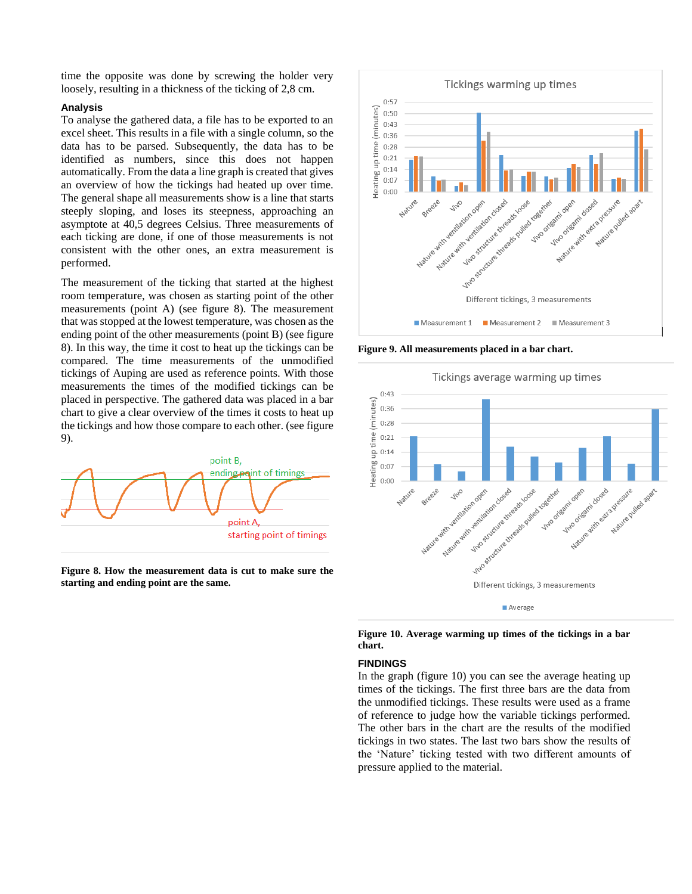time the opposite was done by screwing the holder very loosely, resulting in a thickness of the ticking of 2,8 cm.

### Analysis

To analyse the gathered data, a file has to be exported to an excel sheet. This results in a file with a single column, so the data has to be parsed. Subsequently, the data has to be identified as numbers, since this does not happen automatically. From the data a line graph is created that gives an overview of how the tickings had heated up over time. The general shape all measurements show is a line that starts steeply sloping, and loses its steepness, approaching an asymptote at 40,5 degrees Celsius. Three measurements of each ticking are done, if one of those measurements is not consistent with the other ones, an extra measurement is performed.

The measurement of the ticking that started at the highest room temperature, was chosen as starting point of the other measurements (point A) (see figure 8). The measurement that was stopped at the lowest temperature, was chosen as the ending point of the other measurements (point B) (see figure 8). In this way, the time it cost to heat up the tickings can be compared. The time measurements of the unmodified tickings of Auping are used as reference points. With those measurements the times of the modified tickings can be placed in perspective. The gathered data was placed in a bar chart to give a clear overview of the times it costs to heat up the tickings and how those compare to each other. (see figure 9).

**Figure 8. How the measurement data is cut to make sure the starting and ending point are the same.**

**Figure 9. All measurements placed in a bar chart.**

**Figure 10. Average warming up times of the tickings in a bar chart.**

### FINDINGS

In the graph (figure 10) you can see the average heating up times of the tickings. The first three bars are the data from the unmodified tickings. These results were used as a frame of reference to judge how the variable tickings performed. The other bars in the chart are the results of the modified tickings in two states. The last two bars show the results of the 'Nature' ticking tested with two different amounts of pressure applied to the material.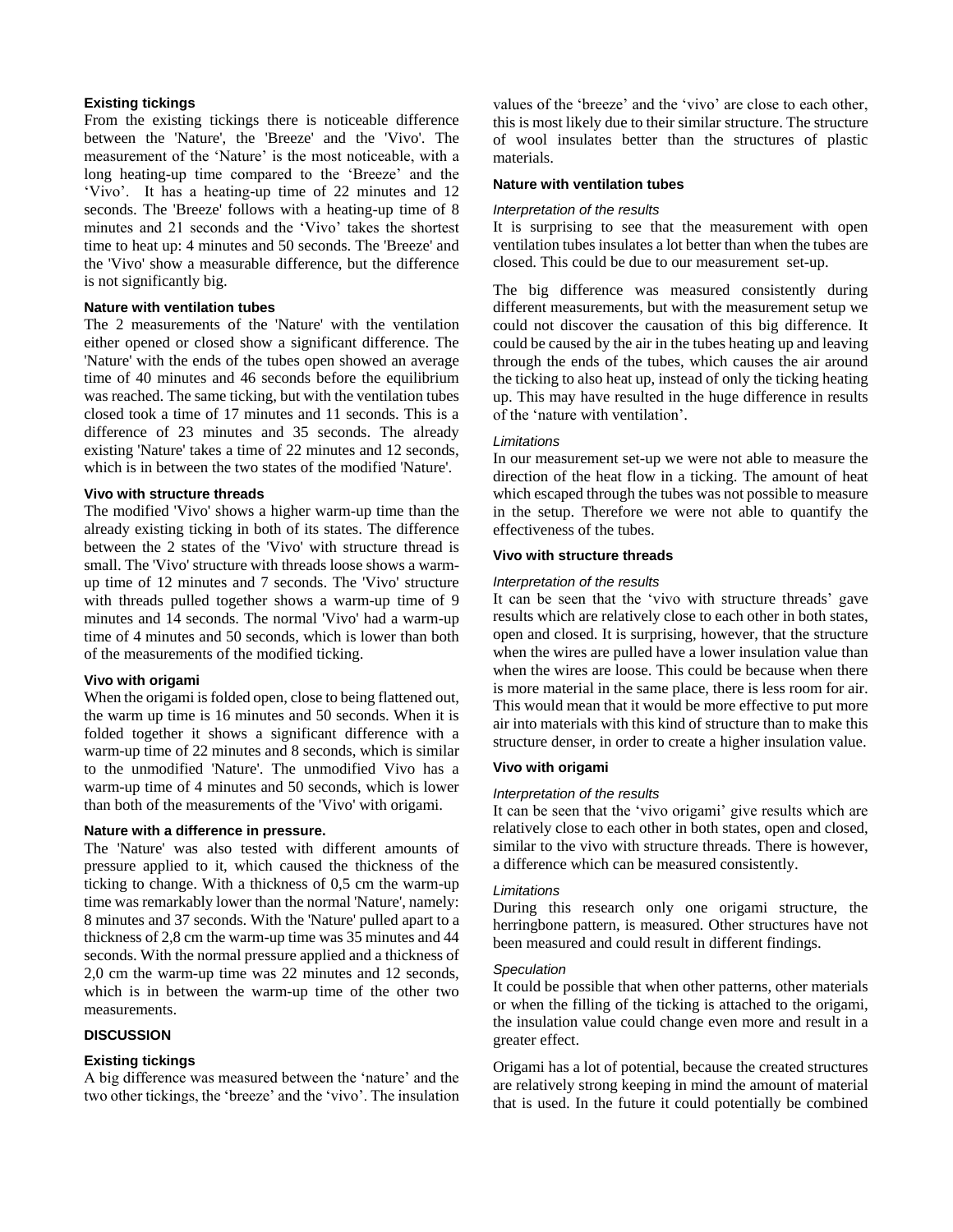### Existing tickings

From the existing tickings there is noticeable difference between the 'Nature', the 'Breeze' and the 'Vivo'. The measurement of the 'Nature' is the most noticeable, with a long heating-up time compared to the 'Breeze' and the 'Vivo'. It has a heating-up time of 22 minutes and 12 seconds. The 'Breeze' follows with a heating-up time of 8 minutes and 21 seconds and the 'Vivo' takes the shortest time to heat up: 4 minutes and 50 seconds. The 'Breeze' and the 'Vivo' show a measurable difference, but the difference is not significantly big.

### Nature with ventilation tubes

The 2 measurements of the 'Nature' with the ventilation either opened or closed show a significant difference. The 'Nature' with the ends of the tubes open showed an average time of 40 minutes and 46 seconds before the equilibrium was reached. The same ticking, but with the ventilation tubes closed took a time of 17 minutes and 11 seconds. This is a difference of 23 minutes and 35 seconds. The already existing 'Nature' takes a time of 22 minutes and 12 seconds, which is in between the two states of the modified 'Nature'.

### Vivo with structure threads

The modified 'Vivo' shows a higher warm-up time than the already existing ticking in both of its states. The difference between the 2 states of the 'Vivo' with structure thread is small. The 'Vivo' structure with threads loose shows a warm-up time of 12 minutes and 7 seconds. The 'Vivo' structure with threads pulled together shows a warm-up time of 9 minutes and 14 seconds. The normal 'Vivo' had a warm-up time of 4 minutes and 50 seconds, which is lower than both of the measurements of the modified ticking.

### Vivo with origami

When the origami is folded open, close to being flattened out, the warm up time is 16 minutes and 50 seconds. When it is folded together it shows a significant difference with a warm-up time of 22 minutes and 8 seconds, which is similar to the unmodified 'Nature'. The unmodified Vivo has a warm-up time of 4 minutes and 50 seconds, which is lower than both of the measurements of the 'Vivo' with origami.

### Nature with a difference in pressure.

The 'Nature' was also tested with different amounts of pressure applied to it, which caused the thickness of the ticking to change. With a thickness of 0,5 cm the warm-up time was remarkably lower than the normal 'Nature', namely: 8 minutes and 37 seconds. With the 'Nature' pulled apart to a thickness of 2,8 cm the warm-up time was 35 minutes and 44 seconds. With the normal pressure applied and a thickness of 2,0 cm the warm-up time was 22 minutes and 12 seconds, which is in between the warm-up time of the other two measurements.

## DISCUSSION

### Existing tickings

A big difference was measured between the 'nature' and the two other tickings, the 'breeze' and the 'vivo'. The insulation values of the 'breeze' and the 'vivo' are close to each other, this is most likely due to their similar structure. The structure of wool insulates better than the structures of plastic materials.

### Nature with ventilation tubes

*Interpretation of the results*

It is surprising to see that the measurement with open ventilation tubes insulates a lot better than when the tubes are closed. This could be due to our measurement set-up.

The big difference was measured consistently during different measurements, but with the measurement setup we could not discover the causation of this big difference. It could be caused by the air in the tubes heating up and leaving through the ends of the tubes, which causes the air around the ticking to also heat up, instead of only the ticking heating up. This may have resulted in the huge difference in results of the 'nature with ventilation'.

*Limitations*

In our measurement set-up we were not able to measure the direction of the heat flow in a ticking. The amount of heat which escaped through the tubes was not possible to measure in the setup. Therefore we were not able to quantify the effectiveness of the tubes.

### Vivo with structure threads

*Interpretation of the results*

It can be seen that the 'vivo with structure threads' gave results which are relatively close to each other in both states, open and closed. It is surprising, however, that the structure when the wires are pulled have a lower insulation value than when the wires are loose. This could be because when there is more material in the same place, there is less room for air. This would mean that it would be more effective to put more air into materials with this kind of structure than to make this structure denser, in order to create a higher insulation value.

### Vivo with origami

*Interpretation of the results*

It can be seen that the 'vivo origami' give results which are relatively close to each other in both states, open and closed, similar to the vivo with structure threads. There is however, a difference which can be measured consistently.

*Limitations*

During this research only one origami structure, the herringbone pattern, is measured. Other structures have not been measured and could result in different findings.

*Speculation*

It could be possible that when other patterns, other materials or when the filling of the ticking is attached to the origami, the insulation value could change even more and result in a greater effect.

Origami has a lot of potential, because the created structures are relatively strong keeping in mind the amount of material that is used. In the future it could potentially be combined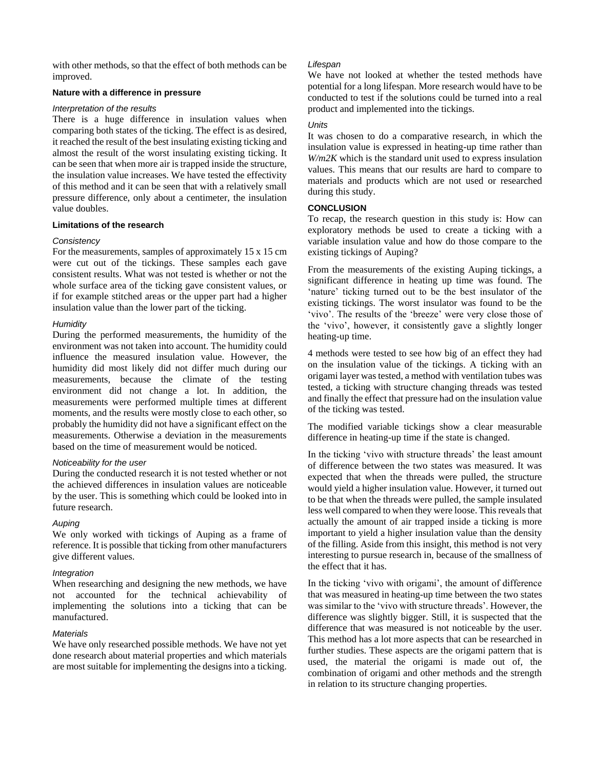with other methods, so that the effect of both methods can be improved.

### Nature with a difference in pressure

*Interpretation of the results*

There is a huge difference in insulation values when comparing both states of the ticking. The effect is as desired, it reached the result of the best insulating existing ticking and almost the result of the worst insulating existing ticking. It can be seen that when more air is trapped inside the structure, the insulation value increases. We have tested the effectivity of this method and it can be seen that with a relatively small pressure difference, only about a centimeter, the insulation value doubles.

### Limitations of the research

*Consistency*

For the measurements, samples of approximately 15 x 15 cm were cut out of the tickings. These samples each gave consistent results. What was not tested is whether or not the whole surface area of the ticking gave consistent values, or if for example stitched areas or the upper part had a higher insulation value than the lower part of the ticking.

*Humidity*

During the performed measurements, the humidity of the environment was not taken into account. The humidity could influence the measured insulation value. However, the humidity did most likely did not differ much during our measurements, because the climate of the testing environment did not change a lot. In addition, the measurements were performed multiple times at different moments, and the results were mostly close to each other, so probably the humidity did not have a significant effect on the measurements. Otherwise a deviation in the measurements based on the time of measurement would be noticed.

*Noticeability for the user*

During the conducted research it is not tested whether or not the achieved differences in insulation values are noticeable by the user. This is something which could be looked into in future research.

*Auping*

We only worked with tickings of Auping as a frame of reference. It is possible that ticking from other manufacturers give different values.

*Integration*

When researching and designing the new methods, we have not accounted for the technical achievability of implementing the solutions into a ticking that can be manufactured.

*Materials*

We have only researched possible methods. We have not yet done research about material properties and which materials are most suitable for implementing the designs into a ticking.

*Lifespan*

We have not looked at whether the tested methods have potential for a long lifespan. More research would have to be conducted to test if the solutions could be turned into a real product and implemented into the tickings.

*Units*

It was chosen to do a comparative research, in which the insulation value is expressed in heating-up time rather than *W/m2K* which is the standard unit used to express insulation values. This means that our results are hard to compare to materials and products which are not used or researched during this study.

## CONCLUSION

To recap, the research question in this study is: How can exploratory methods be used to create a ticking with a variable insulation value and how do those compare to the existing tickings of Auping?

From the measurements of the existing Auping tickings, a significant difference in heating up time was found. The 'nature' ticking turned out to be the best insulator of the existing tickings. The worst insulator was found to be the 'vivo'. The results of the 'breeze' were very close those of the 'vivo', however, it consistently gave a slightly longer heating-up time.

4 methods were tested to see how big of an effect they had on the insulation value of the tickings. A ticking with an origami layer was tested, a method with ventilation tubes was tested, a ticking with structure changing threads was tested and finally the effect that pressure had on the insulation value of the ticking was tested.

The modified variable tickings show a clear measurable difference in heating-up time if the state is changed.

In the ticking 'vivo with structure threads' the least amount of difference between the two states was measured. It was expected that when the threads were pulled, the structure would yield a higher insulation value. However, it turned out to be that when the threads were pulled, the sample insulated less well compared to when they were loose. This reveals that actually the amount of air trapped inside a ticking is more important to yield a higher insulation value than the density of the filling. Aside from this insight, this method is not very interesting to pursue research in, because of the smallness of the effect that it has.

In the ticking 'vivo with origami', the amount of difference that was measured in heating-up time between the two states was similar to the 'vivo with structure threads'. However, the difference was slightly bigger. Still, it is suspected that the difference that was measured is not noticeable by the user. This method has a lot more aspects that can be researched in further studies. These aspects are the origami pattern that is used, the material the origami is made out of, the combination of origami and other methods and the strength in relation to its structure changing properties.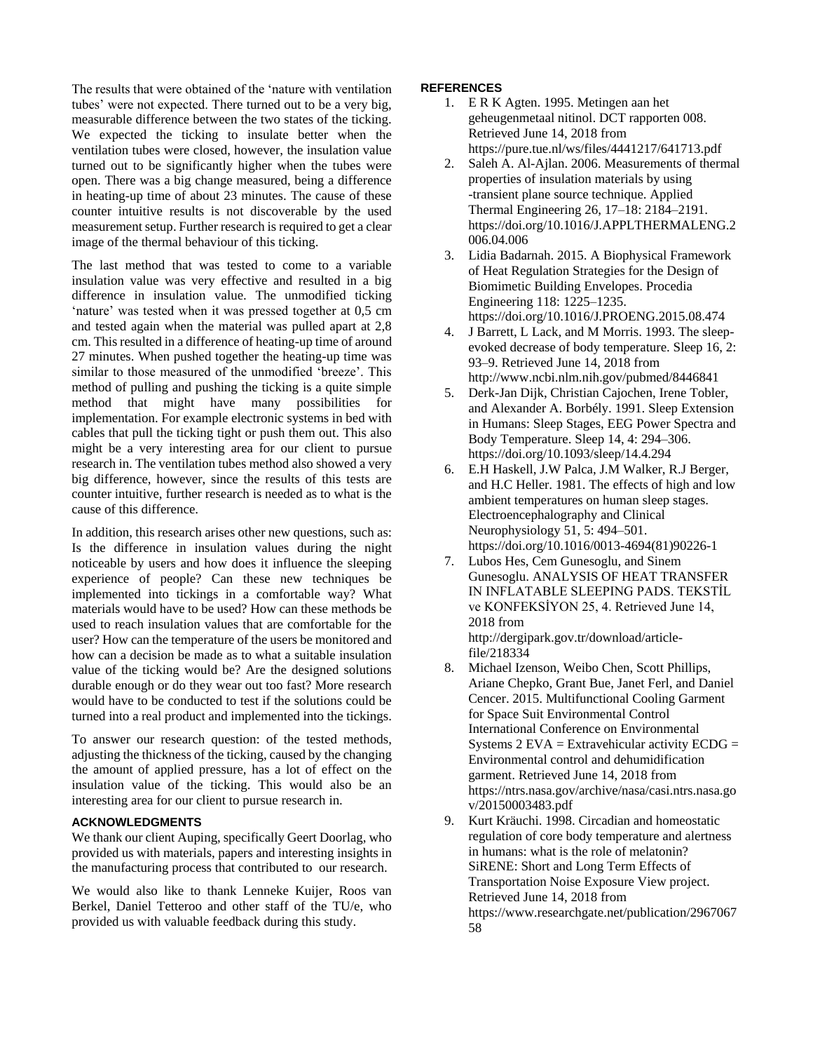The results that were obtained of the 'nature with ventilation tubes' were not expected. There turned out to be a very big, measurable difference between the two states of the ticking. We expected the ticking to insulate better when the ventilation tubes were closed, however, the insulation value turned out to be significantly higher when the tubes were open. There was a big change measured, being a difference in heating-up time of about 23 minutes. The cause of these counter intuitive results is not discoverable by the used measurement setup. Further research is required to get a clear image of the thermal behaviour of this ticking.

The last method that was tested to come to a variable insulation value was very effective and resulted in a big difference in insulation value. The unmodified ticking 'nature' was tested when it was pressed together at 0,5 cm and tested again when the material was pulled apart at 2,8 cm. This resulted in a difference of heating-up time of around 27 minutes. When pushed together the heating-up time was similar to those measured of the unmodified 'breeze'. This method of pulling and pushing the ticking is a quite simple method that might have many possibilities for implementation. For example electronic systems in bed with cables that pull the ticking tight or push them out. This also might be a very interesting area for our client to pursue research in. The ventilation tubes method also showed a very big difference, however, since the results of this tests are counter intuitive, further research is needed as to what is the cause of this difference.

In addition, this research arises other new questions, such as: Is the difference in insulation values during the night noticeable by users and how does it influence the sleeping experience of people? Can these new techniques be implemented into tickings in a comfortable way? What materials would have to be used? How can these methods be used to reach insulation values that are comfortable for the user? How can the temperature of the users be monitored and how can a decision be made as to what a suitable insulation value of the ticking would be? Are the designed solutions durable enough or do they wear out too fast? More research would have to be conducted to test if the solutions could be turned into a real product and implemented into the tickings.

To answer our research question: of the tested methods, adjusting the thickness of the ticking, caused by the changing the amount of applied pressure, has a lot of effect on the insulation value of the ticking. This would also be an interesting area for our client to pursue research in.

## ACKNOWLEDGMENTS

We thank our client Auping, specifically Geert Doorlag, who provided us with materials, papers and interesting insights in the manufacturing process that contributed to our research.

We would also like to thank Lenneke Kuijer, Roos van Berkel, Daniel Tetteroo and other staff of the TU/e, who provided us with valuable feedback during this study.

## REFERENCES

1. E R K Agten. 1995. Metingen aan het geheugenmetaal nitinol. DCT rapporten 008. Retrieved June 14, 2018 from https://pure.tue.nl/ws/files/4441217/641713.pdf
2. Saleh A. Al-Ajlan. 2006. Measurements of thermal properties of insulation materials by using -transient plane source technique. Applied Thermal Engineering 26, 17–18: 2184–2191. https://doi.org/10.1016/J.APPLTHERMALENG.2006.04.006
3. Lidia Badarnah. 2015. A Biophysical Framework of Heat Regulation Strategies for the Design of Biomimetic Building Envelopes. Procedia Engineering 118: 1225–1235. https://doi.org/10.1016/J.PROENG.2015.08.474
4. J Barrett, L Lack, and M Morris. 1993. The sleep-evoked decrease of body temperature. Sleep 16, 2: 93–9. Retrieved June 14, 2018 from http://www.ncbi.nlm.nih.gov/pubmed/8446841
5. Derk-Jan Dijk, Christian Cajochen, Irene Tobler, and Alexander A. Borbély. 1991. Sleep Extension in Humans: Sleep Stages, EEG Power Spectra and Body Temperature. Sleep 14, 4: 294–306. https://doi.org/10.1093/sleep/14.4.294
6. E.H Haskell, J.W Palca, J.M Walker, R.J Berger, and H.C Heller. 1981. The effects of high and low ambient temperatures on human sleep stages. Electroencephalography and Clinical Neurophysiology 51, 5: 494–501. https://doi.org/10.1016/0013-4694(81)90226-1
7. Lubos Hes, Cem Gunesoglu, and Sinem Gunesoglu. ANALYSIS OF HEAT TRANSFER IN INFLATABLE SLEEPING PADS. TEKSTİL ve KONFEKSİYON 25, 4. Retrieved June 14, 2018 from http://dergipark.gov.tr/download/article-file/218334
8. Michael Izenson, Weibo Chen, Scott Phillips, Ariane Chepko, Grant Bue, Janet Ferl, and Daniel Cencer. 2015. Multifunctional Cooling Garment for Space Suit Environmental Control International Conference on Environmental Systems 2 EVA = Extravehicular activity ECDG = Environmental control and dehumidification garment. Retrieved June 14, 2018 from https://ntrs.nasa.gov/archive/nasa/casi.ntrs.nasa.gov/20150003483.pdf
9. Kurt Kräuchi. 1998. Circadian and homeostatic regulation of core body temperature and alertness in humans: what is the role of melatonin? SiRENE: Short and Long Term Effects of Transportation Noise Exposure View project. Retrieved June 14, 2018 from https://www.researchgate.net/publication/296706758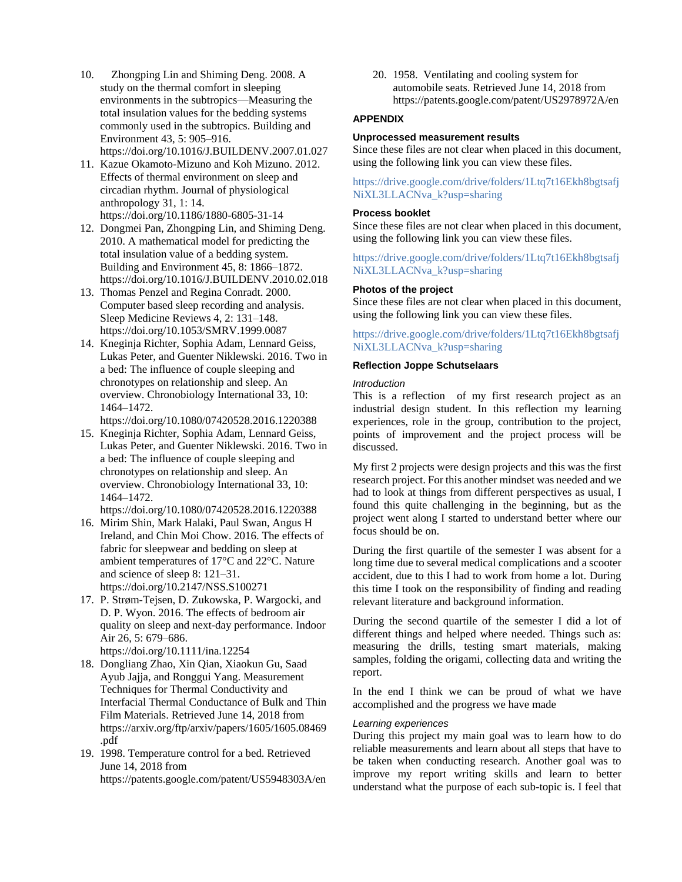10. Zhongping Lin and Shiming Deng. 2008. A study on the thermal comfort in sleeping environments in the subtropics—Measuring the total insulation values for the bedding systems commonly used in the subtropics. Building and Environment 43, 5: 905–916. https://doi.org/10.1016/J.BUILDENV.2007.01.027
11. Kazue Okamoto-Mizuno and Koh Mizuno. 2012. Effects of thermal environment on sleep and circadian rhythm. Journal of physiological anthropology 31, 1: 14. https://doi.org/10.1186/1880-6805-31-14
12. Dongmei Pan, Zhongping Lin, and Shiming Deng. 2010. A mathematical model for predicting the total insulation value of a bedding system. Building and Environment 45, 8: 1866–1872. https://doi.org/10.1016/J.BUILDENV.2010.02.018
13. Thomas Penzel and Regina Conradt. 2000. Computer based sleep recording and analysis. Sleep Medicine Reviews 4, 2: 131–148. https://doi.org/10.1053/SMRV.1999.0087
14. Kneginja Richter, Sophia Adam, Lennard Geiss, Lukas Peter, and Guenter Niklewski. 2016. Two in a bed: The influence of couple sleeping and chronotypes on relationship and sleep. An overview. Chronobiology International 33, 10: 1464–1472. https://doi.org/10.1080/07420528.2016.1220388
15. Kneginja Richter, Sophia Adam, Lennard Geiss, Lukas Peter, and Guenter Niklewski. 2016. Two in a bed: The influence of couple sleeping and chronotypes on relationship and sleep. An overview. Chronobiology International 33, 10: 1464–1472. https://doi.org/10.1080/07420528.2016.1220388
16. Mirim Shin, Mark Halaki, Paul Swan, Angus H Ireland, and Chin Moi Chow. 2016. The effects of fabric for sleepwear and bedding on sleep at ambient temperatures of 17°C and 22°C. Nature and science of sleep 8: 121–31. https://doi.org/10.2147/NSS.S100271
17. P. Strøm-Tejsen, D. Zukowska, P. Wargocki, and D. P. Wyon. 2016. The effects of bedroom air quality on sleep and next-day performance. Indoor Air 26, 5: 679–686. https://doi.org/10.1111/ina.12254
18. Dongliang Zhao, Xin Qian, Xiaokun Gu, Saad Ayub Jajja, and Ronggui Yang. Measurement Techniques for Thermal Conductivity and Interfacial Thermal Conductance of Bulk and Thin Film Materials. Retrieved June 14, 2018 from https://arxiv.org/ftp/arxiv/papers/1605/1605.08469.pdf
19. 1998. Temperature control for a bed. Retrieved June 14, 2018 from https://patents.google.com/patent/US5948303A/en
20. 1958. Ventilating and cooling system for automobile seats. Retrieved June 14, 2018 from https://patents.google.com/patent/US2978972A/en

## APPENDIX

### Unprocessed measurement results

Since these files are not clear when placed in this document, using the following link you can view these files.

https://drive.google.com/drive/folders/1Ltq7t16Ekh8bgtsafjNiXL3LLACNva_k?usp=sharing

### Process booklet

Since these files are not clear when placed in this document, using the following link you can view these files.

https://drive.google.com/drive/folders/1Ltq7t16Ekh8bgtsafjNiXL3LLACNva_k?usp=sharing

### Photos of the project

Since these files are not clear when placed in this document, using the following link you can view these files.

https://drive.google.com/drive/folders/1Ltq7t16Ekh8bgtsafjNiXL3LLACNva_k?usp=sharing

### Reflection Joppe Schutselaars

*Introduction*

This is a reflection of my first research project as an industrial design student. In this reflection my learning experiences, role in the group, contribution to the project, points of improvement and the project process will be discussed.

My first 2 projects were design projects and this was the first research project. For this another mindset was needed and we had to look at things from different perspectives as usual, I found this quite challenging in the beginning, but as the project went along I started to understand better where our focus should be on.

During the first quartile of the semester I was absent for a long time due to several medical complications and a scooter accident, due to this I had to work from home a lot. During this time I took on the responsibility of finding and reading relevant literature and background information.

During the second quartile of the semester I did a lot of different things and helped where needed. Things such as: measuring the drills, testing smart materials, making samples, folding the origami, collecting data and writing the report.

In the end I think we can be proud of what we have accomplished and the progress we have made

*Learning experiences*

During this project my main goal was to learn how to do reliable measurements and learn about all steps that have to be taken when conducting research. Another goal was to improve my report writing skills and learn to better understand what the purpose of each sub-topic is. I feel that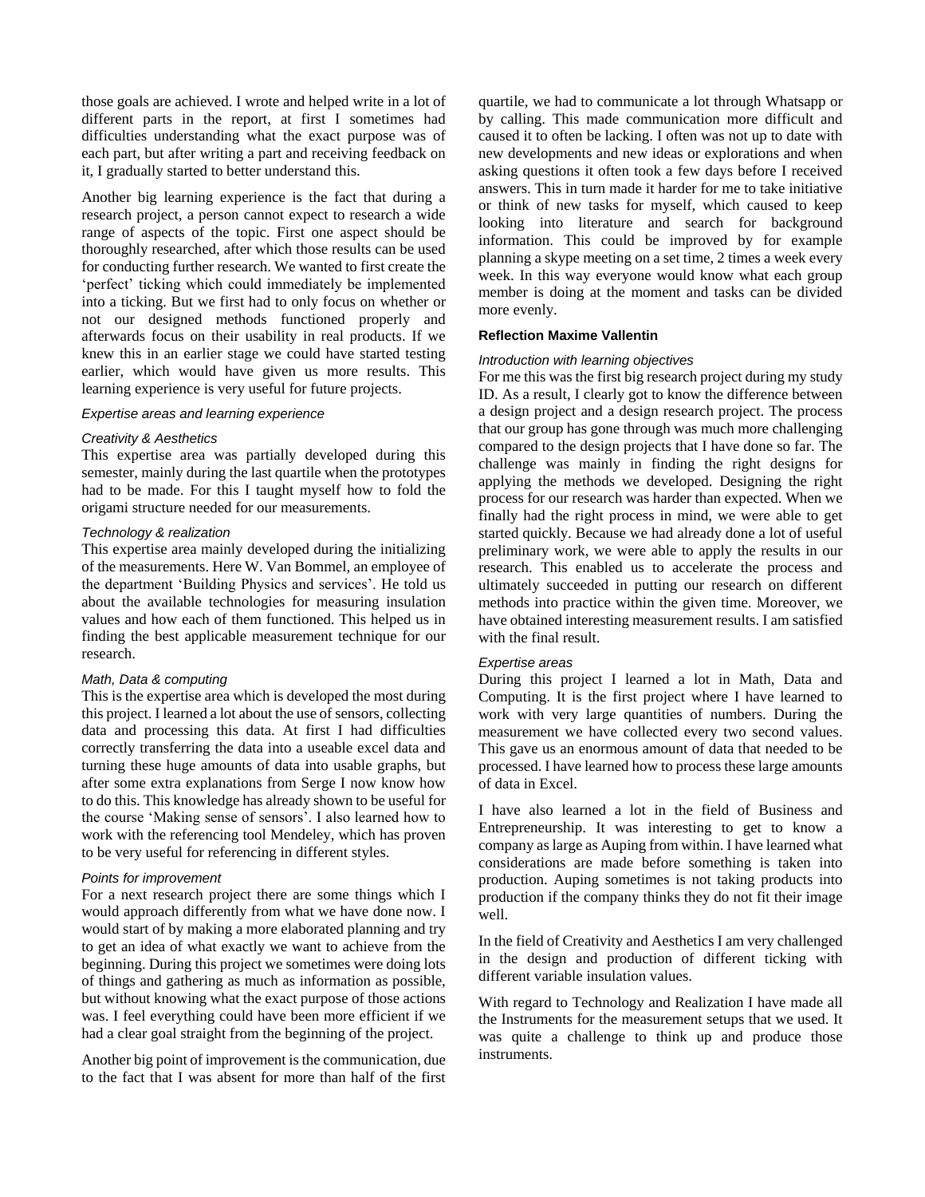those goals are achieved. I wrote and helped write in a lot of different parts in the report, at first I sometimes had difficulties understanding what the exact purpose was of each part, but after writing a part and receiving feedback on it, I gradually started to better understand this.

Another big learning experience is the fact that during a research project, a person cannot expect to research a wide range of aspects of the topic. First one aspect should be thoroughly researched, after which those results can be used for conducting further research. We wanted to first create the 'perfect' ticking which could immediately be implemented into a ticking. But we first had to only focus on whether or not our designed methods functioned properly and afterwards focus on their usability in real products. If we knew this in an earlier stage we could have started testing earlier, which would have given us more results. This learning experience is very useful for future projects.

*Expertise areas and learning experience*

*Creativity & Aesthetics*

This expertise area was partially developed during this semester, mainly during the last quartile when the prototypes had to be made. For this I taught myself how to fold the origami structure needed for our measurements.

*Technology & realization*

This expertise area mainly developed during the initializing of the measurements. Here W. Van Bommel, an employee of the department 'Building Physics and services'. He told us about the available technologies for measuring insulation values and how each of them functioned. This helped us in finding the best applicable measurement technique for our research.

*Math, Data & computing*

This is the expertise area which is developed the most during this project. I learned a lot about the use of sensors, collecting data and processing this data. At first I had difficulties correctly transferring the data into a useable excel data and turning these huge amounts of data into usable graphs, but after some extra explanations from Serge I now know how to do this. This knowledge has already shown to be useful for the course 'Making sense of sensors'. I also learned how to work with the referencing tool Mendeley, which has proven to be very useful for referencing in different styles.

*Points for improvement*

For a next research project there are some things which I would approach differently from what we have done now. I would start of by making a more elaborated planning and try to get an idea of what exactly we want to achieve from the beginning. During this project we sometimes were doing lots of things and gathering as much as information as possible, but without knowing what the exact purpose of those actions was. I feel everything could have been more efficient if we had a clear goal straight from the beginning of the project.

Another big point of improvement is the communication, due to the fact that I was absent for more than half of the first quartile, we had to communicate a lot through Whatsapp or by calling. This made communication more difficult and caused it to often be lacking. I often was not up to date with new developments and new ideas or explorations and when asking questions it often took a few days before I received answers. This in turn made it harder for me to take initiative or think of new tasks for myself, which caused to keep looking into literature and search for background information. This could be improved by for example planning a skype meeting on a set time, 2 times a week every week. In this way everyone would know what each group member is doing at the moment and tasks can be divided more evenly.

**Reflection Maxime Vallentin**

*Introduction with learning objectives*

For me this was the first big research project during my study ID. As a result, I clearly got to know the difference between a design project and a design research project. The process that our group has gone through was much more challenging compared to the design projects that I have done so far. The challenge was mainly in finding the right designs for applying the methods we developed. Designing the right process for our research was harder than expected. When we finally had the right process in mind, we were able to get started quickly. Because we had already done a lot of useful preliminary work, we were able to apply the results in our research. This enabled us to accelerate the process and ultimately succeeded in putting our research on different methods into practice within the given time. Moreover, we have obtained interesting measurement results. I am satisfied with the final result.

*Expertise areas*

During this project I learned a lot in Math, Data and Computing. It is the first project where I have learned to work with very large quantities of numbers. During the measurement we have collected every two second values. This gave us an enormous amount of data that needed to be processed. I have learned how to process these large amounts of data in Excel.

I have also learned a lot in the field of Business and Entrepreneurship. It was interesting to get to know a company as large as Auping from within. I have learned what considerations are made before something is taken into production. Auping sometimes is not taking products into production if the company thinks they do not fit their image well.

In the field of Creativity and Aesthetics I am very challenged in the design and production of different ticking with different variable insulation values.

With regard to Technology and Realization I have made all the Instruments for the measurement setups that we used. It was quite a challenge to think up and produce those instruments.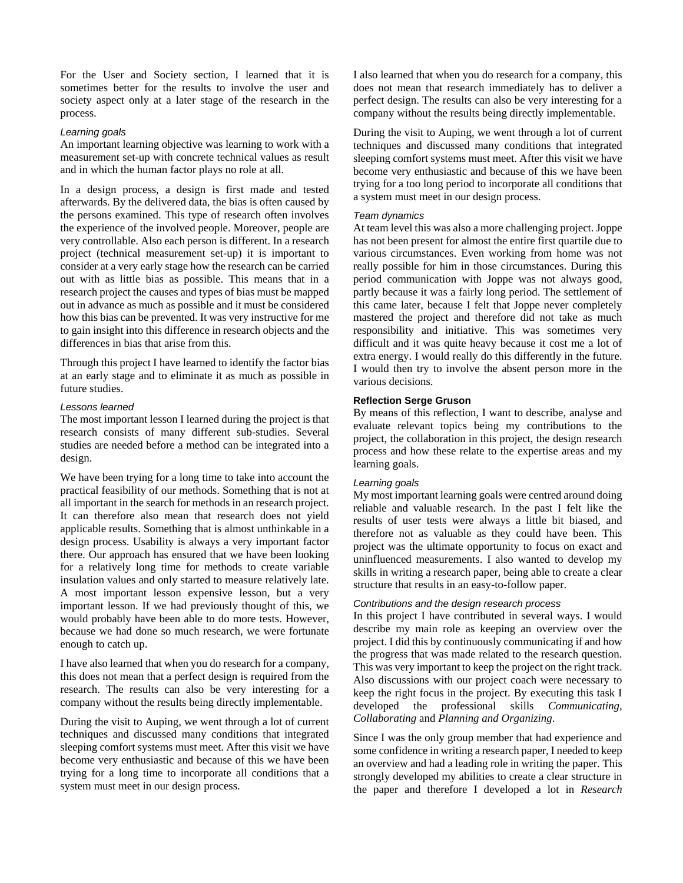For the User and Society section, I learned that it is sometimes better for the results to involve the user and society aspect only at a later stage of the research in the process.

### Learning goals

An important learning objective was learning to work with a measurement set-up with concrete technical values as result and in which the human factor plays no role at all.

In a design process, a design is first made and tested afterwards. By the delivered data, the bias is often caused by the persons examined. This type of research often involves the experience of the involved people. Moreover, people are very controllable. Also each person is different. In a research project (technical measurement set-up) it is important to consider at a very early stage how the research can be carried out with as little bias as possible. This means that in a research project the causes and types of bias must be mapped out in advance as much as possible and it must be considered how this bias can be prevented. It was very instructive for me to gain insight into this difference in research objects and the differences in bias that arise from this.

Through this project I have learned to identify the factor bias at an early stage and to eliminate it as much as possible in future studies.

### Lessons learned

The most important lesson I learned during the project is that research consists of many different sub-studies. Several studies are needed before a method can be integrated into a design.

We have been trying for a long time to take into account the practical feasibility of our methods. Something that is not at all important in the search for methods in an research project. It can therefore also mean that research does not yield applicable results. Something that is almost unthinkable in a design process. Usability is always a very important factor there. Our approach has ensured that we have been looking for a relatively long time for methods to create variable insulation values and only started to measure relatively late. A most important lesson expensive lesson, but a very important lesson. If we had previously thought of this, we would probably have been able to do more tests. However, because we had done so much research, we were fortunate enough to catch up.

I have also learned that when you do research for a company, this does not mean that a perfect design is required from the research. The results can also be very interesting for a company without the results being directly implementable.

During the visit to Auping, we went through a lot of current techniques and discussed many conditions that integrated sleeping comfort systems must meet. After this visit we have become very enthusiastic and because of this we have been trying for a long time to incorporate all conditions that a system must meet in our design process.

I also learned that when you do research for a company, this does not mean that research immediately has to deliver a perfect design. The results can also be very interesting for a company without the results being directly implementable.

During the visit to Auping, we went through a lot of current techniques and discussed many conditions that integrated sleeping comfort systems must meet. After this visit we have become very enthusiastic and because of this we have been trying for a too long period to incorporate all conditions that a system must meet in our design process.

### Team dynamics

At team level this was also a more challenging project. Joppe has not been present for almost the entire first quartile due to various circumstances. Even working from home was not really possible for him in those circumstances. During this period communication with Joppe was not always good, partly because it was a fairly long period. The settlement of this came later, because I felt that Joppe never completely mastered the project and therefore did not take as much responsibility and initiative. This was sometimes very difficult and it was quite heavy because it cost me a lot of extra energy. I would really do this differently in the future. I would then try to involve the absent person more in the various decisions.

## Reflection Serge Gruson

By means of this reflection, I want to describe, analyse and evaluate relevant topics being my contributions to the project, the collaboration in this project, the design research process and how these relate to the expertise areas and my learning goals.

### Learning goals

My most important learning goals were centred around doing reliable and valuable research. In the past I felt like the results of user tests were always a little bit biased, and therefore not as valuable as they could have been. This project was the ultimate opportunity to focus on exact and uninfluenced measurements. I also wanted to develop my skills in writing a research paper, being able to create a clear structure that results in an easy-to-follow paper.

### Contributions and the design research process

In this project I have contributed in several ways. I would describe my main role as keeping an overview over the project. I did this by continuously communicating if and how the progress that was made related to the research question. This was very important to keep the project on the right track. Also discussions with our project coach were necessary to keep the right focus in the project. By executing this task I developed the professional skills *Communicating, Collaborating* and *Planning and Organizing*.

Since I was the only group member that had experience and some confidence in writing a research paper, I needed to keep an overview and had a leading role in writing the paper. This strongly developed my abilities to create a clear structure in the paper and therefore I developed a lot in *Research*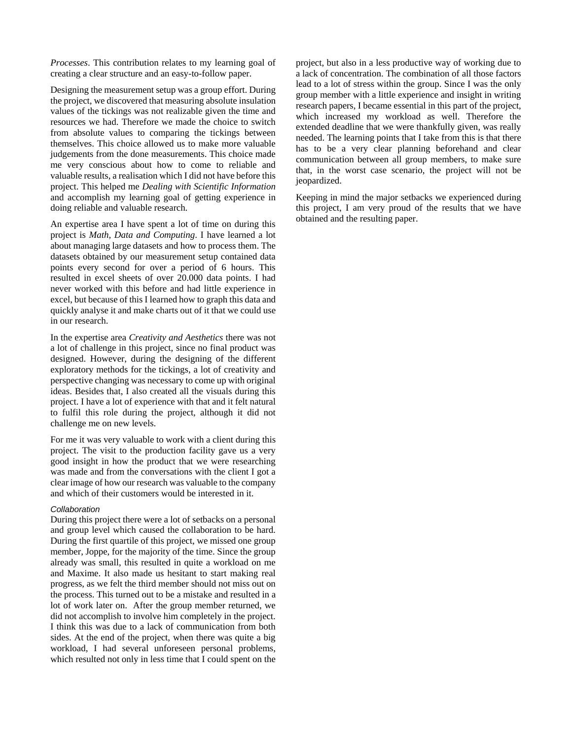*Processes*. This contribution relates to my learning goal of creating a clear structure and an easy-to-follow paper.

Designing the measurement setup was a group effort. During the project, we discovered that measuring absolute insulation values of the tickings was not realizable given the time and resources we had. Therefore we made the choice to switch from absolute values to comparing the tickings between themselves. This choice allowed us to make more valuable judgements from the done measurements. This choice made me very conscious about how to come to reliable and valuable results, a realisation which I did not have before this project. This helped me *Dealing with Scientific Information* and accomplish my learning goal of getting experience in doing reliable and valuable research.

An expertise area I have spent a lot of time on during this project is *Math, Data and Computing*. I have learned a lot about managing large datasets and how to process them. The datasets obtained by our measurement setup contained data points every second for over a period of 6 hours. This resulted in excel sheets of over 20.000 data points. I had never worked with this before and had little experience in excel, but because of this I learned how to graph this data and quickly analyse it and make charts out of it that we could use in our research.

In the expertise area *Creativity and Aesthetics* there was not a lot of challenge in this project, since no final product was designed. However, during the designing of the different exploratory methods for the tickings, a lot of creativity and perspective changing was necessary to come up with original ideas. Besides that, I also created all the visuals during this project. I have a lot of experience with that and it felt natural to fulfil this role during the project, although it did not challenge me on new levels.

For me it was very valuable to work with a client during this project. The visit to the production facility gave us a very good insight in how the product that we were researching was made and from the conversations with the client I got a clear image of how our research was valuable to the company and which of their customers would be interested in it.

*Collaboration*

During this project there were a lot of setbacks on a personal and group level which caused the collaboration to be hard. During the first quartile of this project, we missed one group member, Joppe, for the majority of the time. Since the group already was small, this resulted in quite a workload on me and Maxime. It also made us hesitant to start making real progress, as we felt the third member should not miss out on the process. This turned out to be a mistake and resulted in a lot of work later on. After the group member returned, we did not accomplish to involve him completely in the project. I think this was due to a lack of communication from both sides. At the end of the project, when there was quite a big workload, I had several unforeseen personal problems, which resulted not only in less time that I could spent on the project, but also in a less productive way of working due to a lack of concentration. The combination of all those factors lead to a lot of stress within the group. Since I was the only group member with a little experience and insight in writing research papers, I became essential in this part of the project, which increased my workload as well. Therefore the extended deadline that we were thankfully given, was really needed. The learning points that I take from this is that there has to be a very clear planning beforehand and clear communication between all group members, to make sure that, in the worst case scenario, the project will not be jeopardized.

Keeping in mind the major setbacks we experienced during this project, I am very proud of the results that we have obtained and the resulting paper.